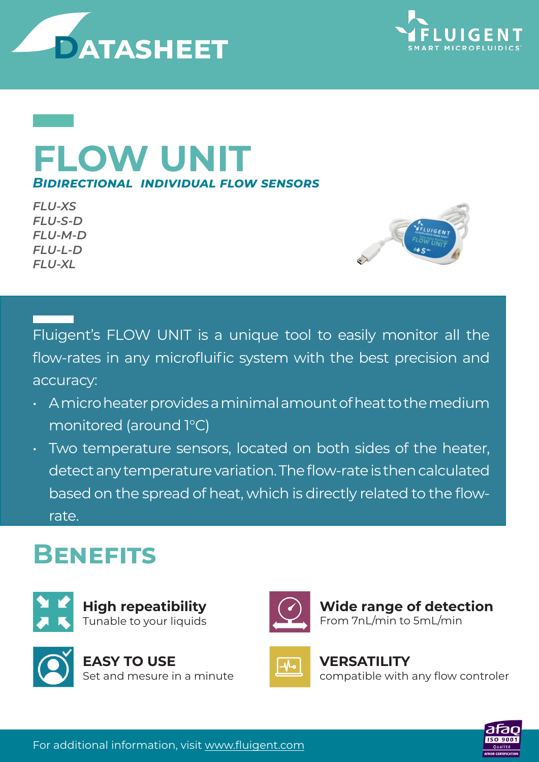# DATASHEET

FLUIGENT
SMART MICROFLUIDICS

# FLOW UNIT

***BIDIRECTIONAL INDIVIDUAL FLOW SENSORS***

*FLU-XS*
*FLU-S-D*
*FLU-M-D*
*FLU-L-D*
*FLU-XL*

Fluigent's FLOW UNIT is a unique tool to easily monitor all the flow-rates in any microfluific system with the best precision and accuracy:

- A micro heater provides a minimal amount of heat to the medium monitored (around 1°C)
- Two temperature sensors, located on both sides of the heater, detect any temperature variation. The flow-rate is then calculated based on the spread of heat, which is directly related to the flow-rate.

## BENEFITS

**High repeatibility**
Tunable to your liquids

**Wide range of detection**
From 7nL/min to 5mL/min

**EASY TO USE**
Set and mesure in a minute

**VERSATILITY**
compatible with any flow controler

For additional information, visit www.fluigent.com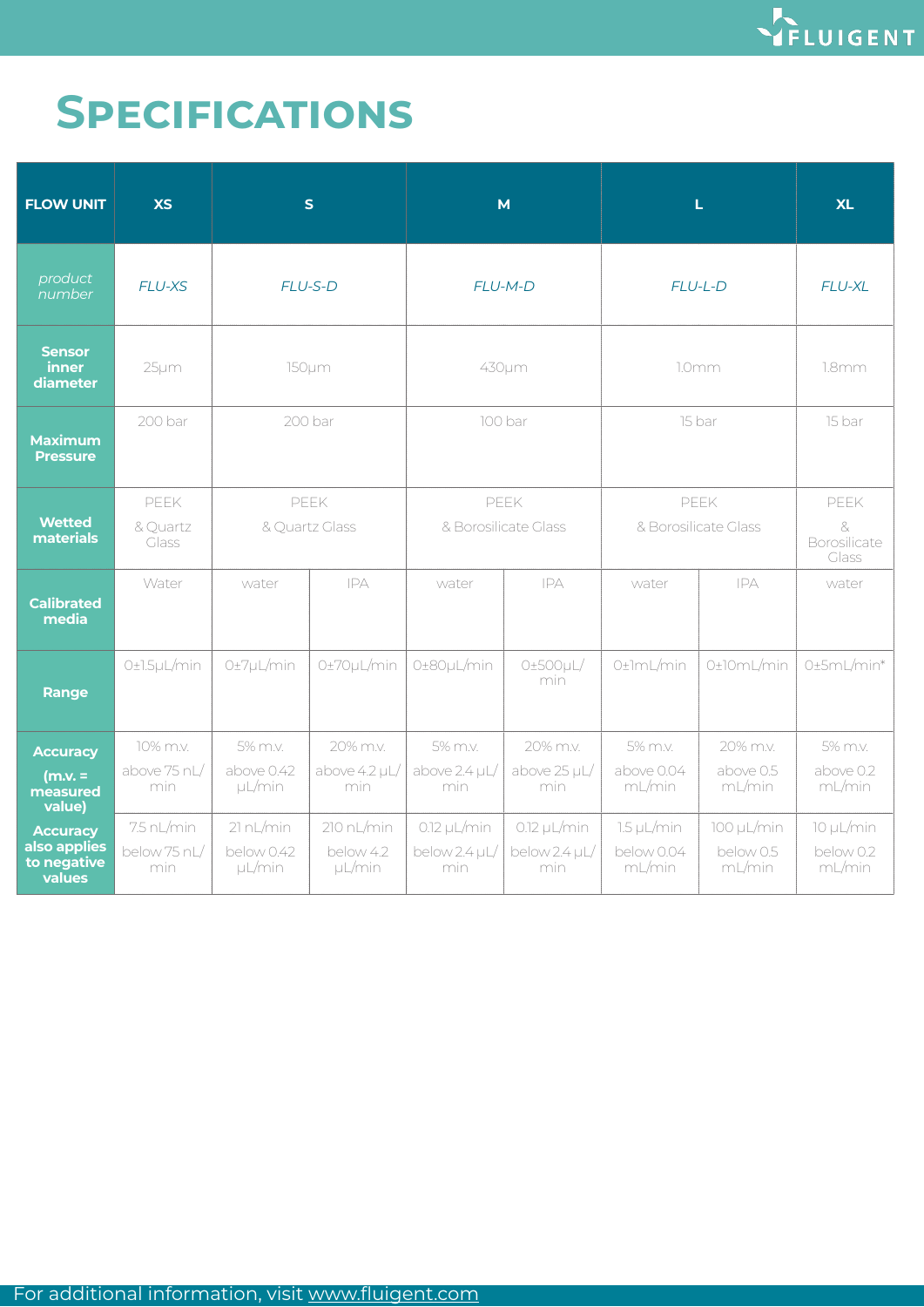# Specifications

| FLOW UNIT | XS | S | | M | | L | | XL |
|---|---|---|---|---|---|---|---|---|
| *product number* | *FLU-XS* | *FLU-S-D* | | *FLU-M-D* | | *FLU-L-D* | | *FLU-XL* |
| **Sensor inner diameter** | 25µm | 150µm | | 430µm | | 1.0mm | | 1.8mm |
| **Maximum Pressure** | 200 bar | 200 bar | | 100 bar | | 15 bar | | 15 bar |
| **Wetted materials** | PEEK & Quartz Glass | PEEK & Quartz Glass | | PEEK & Borosilicate Glass | | PEEK & Borosilicate Glass | | PEEK & Borosilicate Glass |
| **Calibrated media** | Water | water | IPA | water | IPA | water | IPA | water |
| **Range** | 0±1.5µL/min | 0±7µL/min | 0±70µL/min | 0±80µL/min | 0±500µL/min | 0±1mL/min | 0±10mL/min | 0±5mL/min* |
| **Accuracy (m.v. = measured value)** | 10% m.v. above 75 nL/min | 5% m.v. above 0.42 µL/min | 20% m.v. above 4.2 µL/min | 5% m.v. above 2.4 µL/min | 20% m.v. above 25 µL/min | 5% m.v. above 0.04 mL/min | 20% m.v. above 0.5 mL/min | 5% m.v. above 0.2 mL/min |
| **Accuracy also applies to negative values** | 7.5 nL/min below 75 nL/min | 21 nL/min below 0.42 µL/min | 210 nL/min below 4.2 µL/min | 0.12 µL/min below 2.4 µL/min | 0.12 µL/min below 2.4 µL/min | 1.5 µL/min below 0.04 mL/min | 100 µL/min below 0.5 mL/min | 10 µL/min below 0.2 mL/min |

For additional information, visit www.fluigent.com